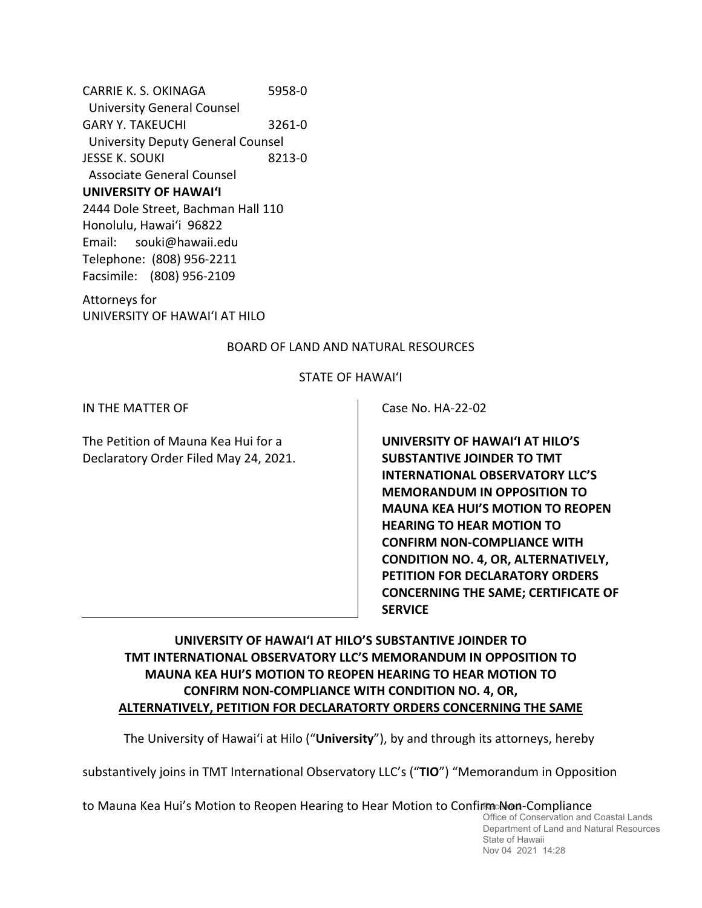CARRIE K. S. OKINAGA 5958-0
University General Counsel
GARY Y. TAKEUCHI 3261-0
University Deputy General Counsel
JESSE K. SOUKI 8213-0
Associate General Counsel
**UNIVERSITY OF HAWAIʻI**
2444 Dole Street, Bachman Hall 110
Honolulu, Hawaiʻi 96822
Email: souki@hawaii.edu
Telephone: (808) 956-2211
Facsimile: (808) 956-2109

Attorneys for
UNIVERSITY OF HAWAIʻI AT HILO

BOARD OF LAND AND NATURAL RESOURCES

STATE OF HAWAIʻI

| IN THE MATTER OF<br><br>The Petition of Mauna Kea Hui for a Declaratory Order Filed May 24, 2021. | Case No. HA-22-02<br><br>**UNIVERSITY OF HAWAIʻI AT HILO'S SUBSTANTIVE JOINDER TO TMT INTERNATIONAL OBSERVATORY LLC'S MEMORANDUM IN OPPOSITION TO MAUNA KEA HUI'S MOTION TO REOPEN HEARING TO HEAR MOTION TO CONFIRM NON-COMPLIANCE WITH CONDITION NO. 4, OR, ALTERNATIVELY, PETITION FOR DECLARATORY ORDERS CONCERNING THE SAME; CERTIFICATE OF SERVICE** |
|---|---|

**UNIVERSITY OF HAWAIʻI AT HILO'S SUBSTANTIVE JOINDER TO TMT INTERNATIONAL OBSERVATORY LLC'S MEMORANDUM IN OPPOSITION TO MAUNA KEA HUI'S MOTION TO REOPEN HEARING TO HEAR MOTION TO CONFIRM NON-COMPLIANCE WITH CONDITION NO. 4, OR, ALTERNATIVELY, PETITION FOR DECLARATORTY ORDERS CONCERNING THE SAME**

The University of Hawaiʻi at Hilo ("**University**"), by and through its attorneys, hereby substantively joins in TMT International Observatory LLC's ("**TIO**") "Memorandum in Opposition to Mauna Kea Hui's Motion to Reopen Hearing to Hear Motion to Confirm Non-Compliance

Received
Office of Conservation and Coastal Lands
Department of Land and Natural Resources
State of Hawaii
Nov 04 2021 14:28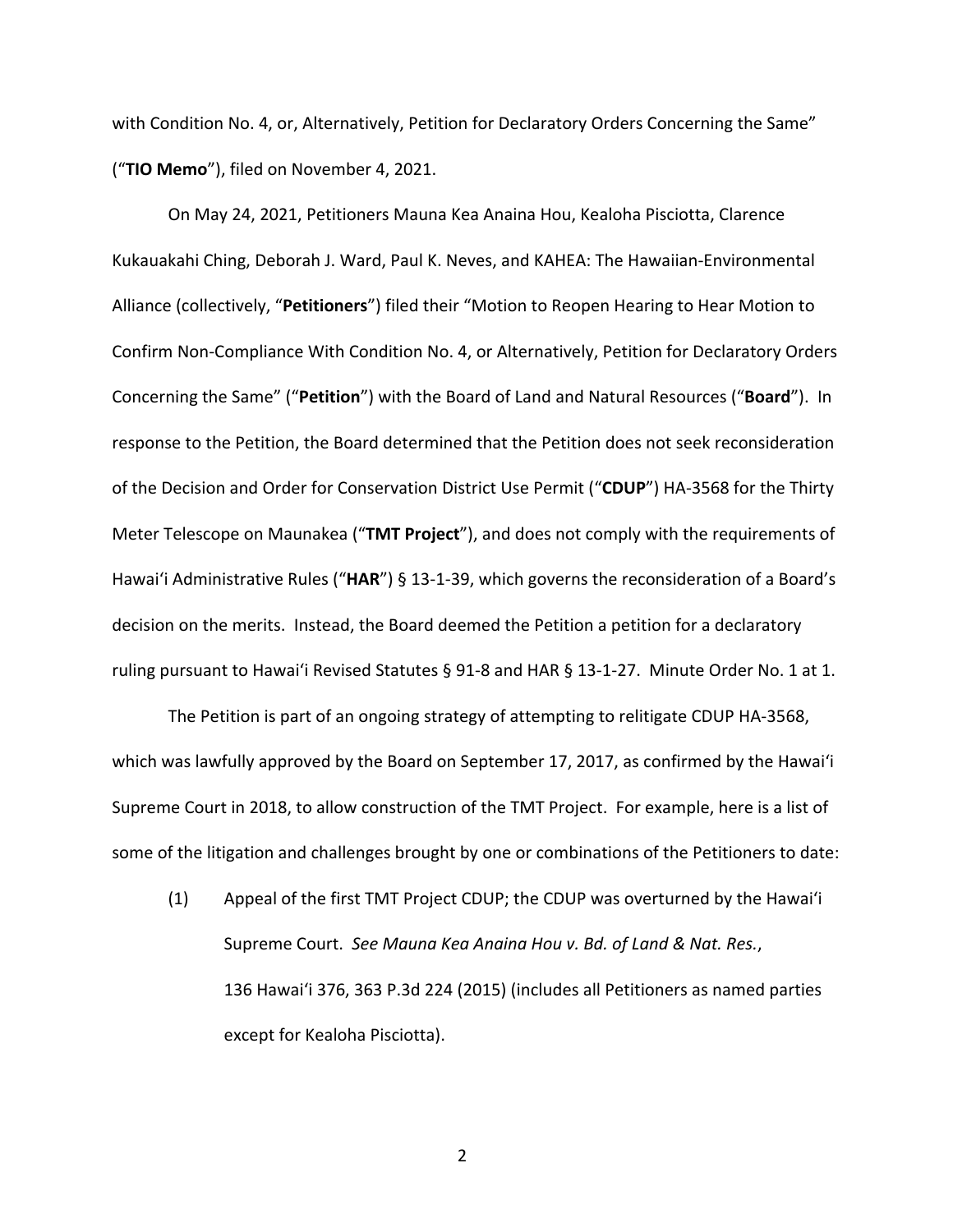with Condition No. 4, or, Alternatively, Petition for Declaratory Orders Concerning the Same" ("**TIO Memo**"), filed on November 4, 2021.

On May 24, 2021, Petitioners Mauna Kea Anaina Hou, Kealoha Pisciotta, Clarence Kukauakahi Ching, Deborah J. Ward, Paul K. Neves, and KAHEA: The Hawaiian-Environmental Alliance (collectively, "**Petitioners**") filed their "Motion to Reopen Hearing to Hear Motion to Confirm Non-Compliance With Condition No. 4, or Alternatively, Petition for Declaratory Orders Concerning the Same" ("**Petition**") with the Board of Land and Natural Resources ("**Board**"). In response to the Petition, the Board determined that the Petition does not seek reconsideration of the Decision and Order for Conservation District Use Permit ("**CDUP**") HA-3568 for the Thirty Meter Telescope on Maunakea ("**TMT Project**"), and does not comply with the requirements of Hawaiʻi Administrative Rules ("**HAR**") § 13-1-39, which governs the reconsideration of a Board's decision on the merits. Instead, the Board deemed the Petition a petition for a declaratory ruling pursuant to Hawaiʻi Revised Statutes § 91-8 and HAR § 13-1-27. Minute Order No. 1 at 1.

The Petition is part of an ongoing strategy of attempting to relitigate CDUP HA-3568, which was lawfully approved by the Board on September 17, 2017, as confirmed by the Hawaiʻi Supreme Court in 2018, to allow construction of the TMT Project. For example, here is a list of some of the litigation and challenges brought by one or combinations of the Petitioners to date:

(1) Appeal of the first TMT Project CDUP; the CDUP was overturned by the Hawaiʻi Supreme Court. *See Mauna Kea Anaina Hou v. Bd. of Land & Nat. Res.*, 136 Hawaiʻi 376, 363 P.3d 224 (2015) (includes all Petitioners as named parties except for Kealoha Pisciotta).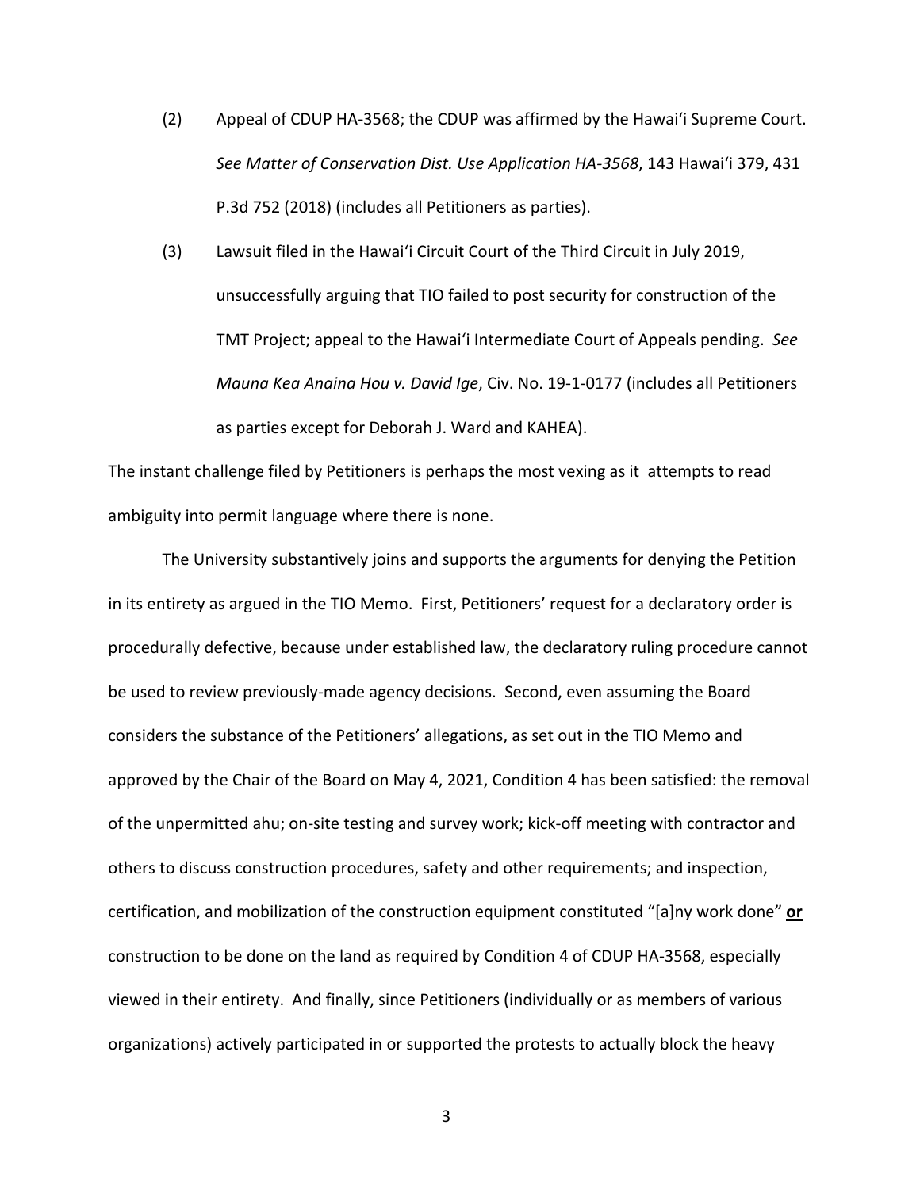(2) Appeal of CDUP HA-3568; the CDUP was affirmed by the Hawaiʻi Supreme Court. *See Matter of Conservation Dist. Use Application HA-3568*, 143 Hawaiʻi 379, 431 P.3d 752 (2018) (includes all Petitioners as parties).

(3) Lawsuit filed in the Hawaiʻi Circuit Court of the Third Circuit in July 2019, unsuccessfully arguing that TIO failed to post security for construction of the TMT Project; appeal to the Hawaiʻi Intermediate Court of Appeals pending. *See Mauna Kea Anaina Hou v. David Ige*, Civ. No. 19-1-0177 (includes all Petitioners as parties except for Deborah J. Ward and KAHEA).

The instant challenge filed by Petitioners is perhaps the most vexing as it attempts to read ambiguity into permit language where there is none.

The University substantively joins and supports the arguments for denying the Petition in its entirety as argued in the TIO Memo. First, Petitioners' request for a declaratory order is procedurally defective, because under established law, the declaratory ruling procedure cannot be used to review previously-made agency decisions. Second, even assuming the Board considers the substance of the Petitioners' allegations, as set out in the TIO Memo and approved by the Chair of the Board on May 4, 2021, Condition 4 has been satisfied: the removal of the unpermitted ahu; on-site testing and survey work; kick-off meeting with contractor and others to discuss construction procedures, safety and other requirements; and inspection, certification, and mobilization of the construction equipment constituted "[a]ny work done" **or** construction to be done on the land as required by Condition 4 of CDUP HA-3568, especially viewed in their entirety. And finally, since Petitioners (individually or as members of various organizations) actively participated in or supported the protests to actually block the heavy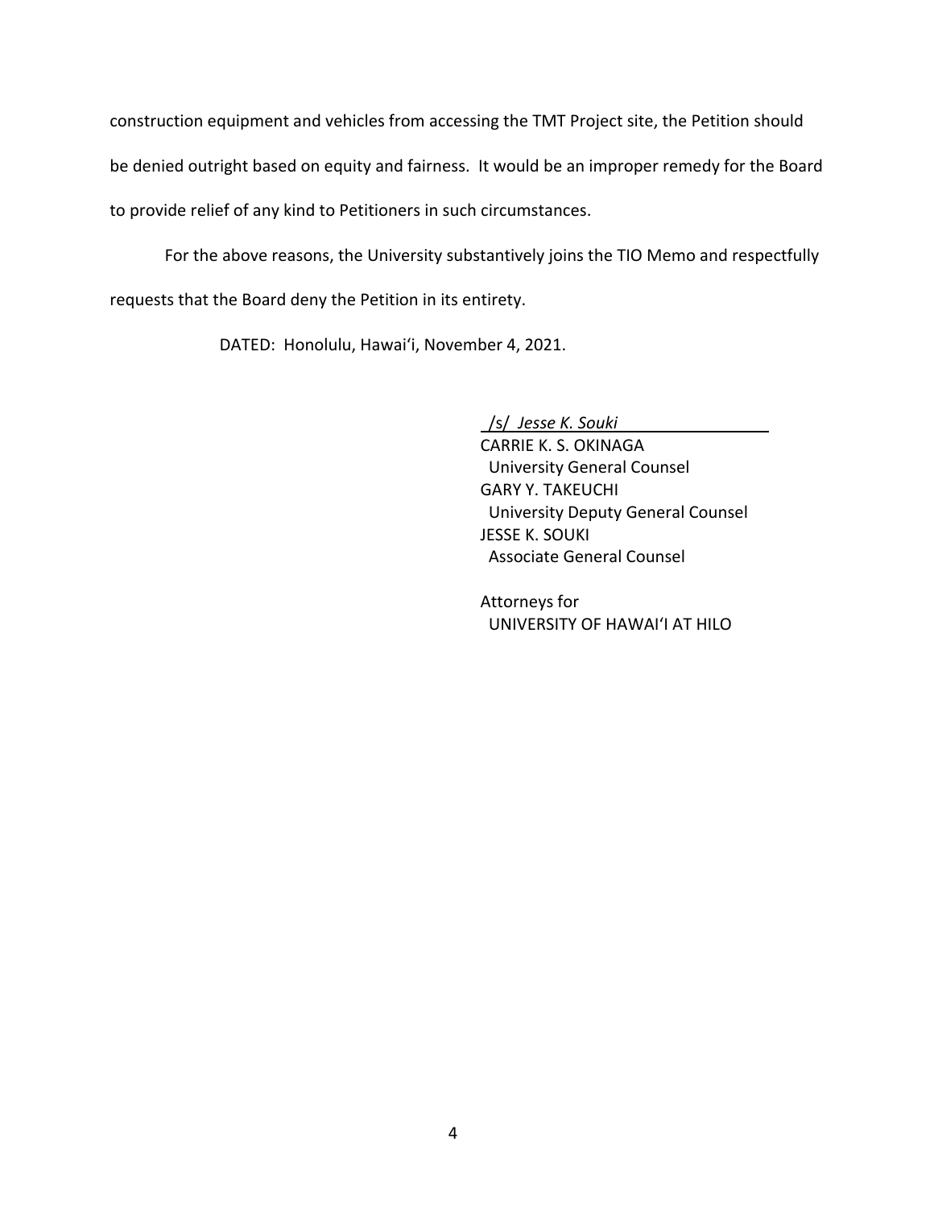construction equipment and vehicles from accessing the TMT Project site, the Petition should be denied outright based on equity and fairness. It would be an improper remedy for the Board to provide relief of any kind to Petitioners in such circumstances.

For the above reasons, the University substantively joins the TIO Memo and respectfully requests that the Board deny the Petition in its entirety.

DATED: Honolulu, Hawai'i, November 4, 2021.

/s/ *Jesse K. Souki*
CARRIE K. S. OKINAGA
University General Counsel
GARY Y. TAKEUCHI
University Deputy General Counsel
JESSE K. SOUKI
Associate General Counsel

Attorneys for
UNIVERSITY OF HAWAI'I AT HILO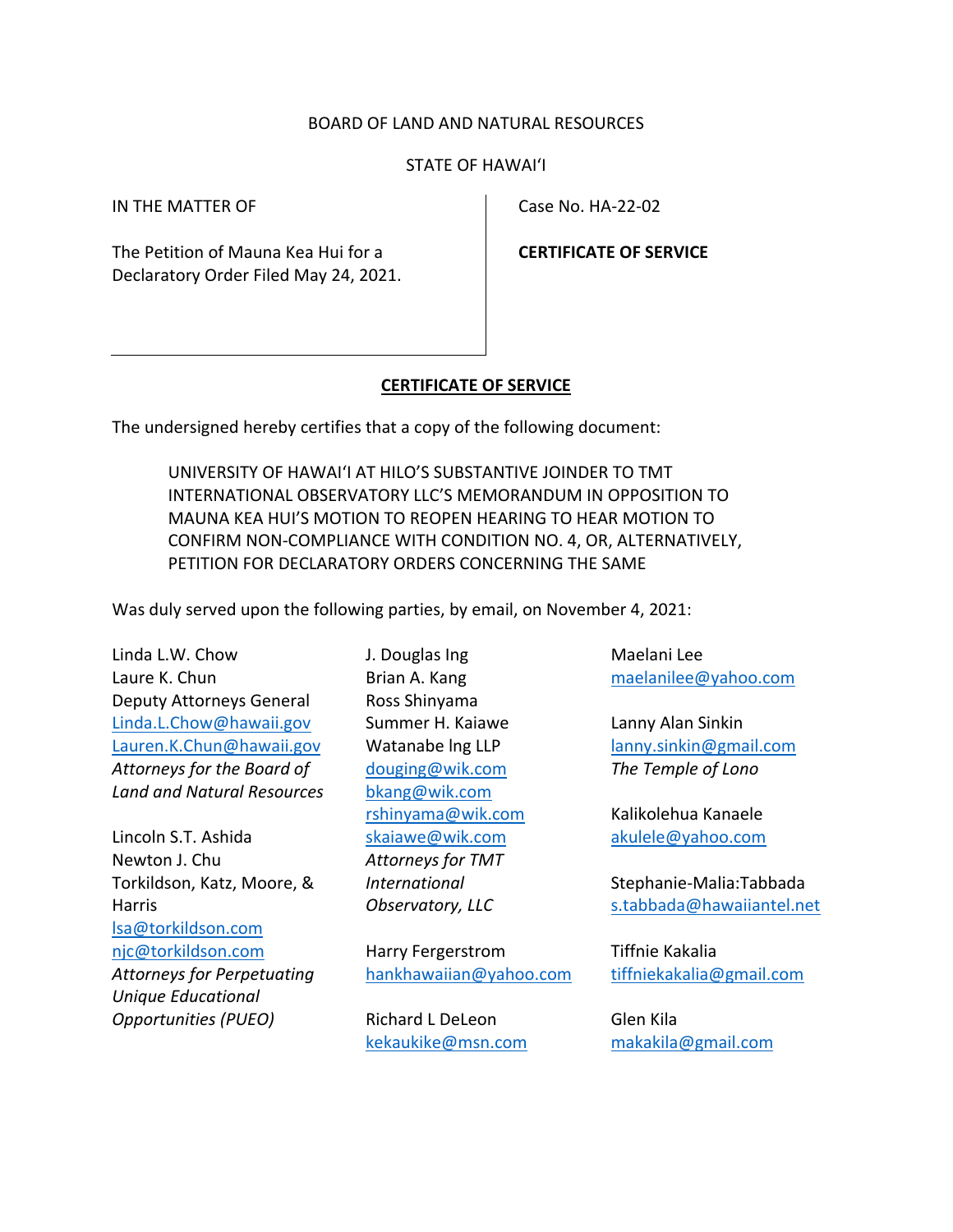BOARD OF LAND AND NATURAL RESOURCES

STATE OF HAWAIʻI

| IN THE MATTER OF<br><br>The Petition of Mauna Kea Hui for a Declaratory Order Filed May 24, 2021. | Case No. HA-22-02<br><br>**CERTIFICATE OF SERVICE** |
|---|---|

## CERTIFICATE OF SERVICE

The undersigned hereby certifies that a copy of the following document:

> UNIVERSITY OF HAWAIʻI AT HILO'S SUBSTANTIVE JOINDER TO TMT INTERNATIONAL OBSERVATORY LLC'S MEMORANDUM IN OPPOSITION TO MAUNA KEA HUI'S MOTION TO REOPEN HEARING TO HEAR MOTION TO CONFIRM NON-COMPLIANCE WITH CONDITION NO. 4, OR, ALTERNATIVELY, PETITION FOR DECLARATORY ORDERS CONCERNING THE SAME

Was duly served upon the following parties, by email, on November 4, 2021:

Linda L.W. Chow
Laure K. Chun
Deputy Attorneys General
Linda.L.Chow@hawaii.gov
Lauren.K.Chun@hawaii.gov
*Attorneys for the Board of Land and Natural Resources*

Lincoln S.T. Ashida
Newton J. Chu
Torkildson, Katz, Moore, & Harris
lsa@torkildson.com
njc@torkildson.com
*Attorneys for Perpetuating Unique Educational Opportunities (PUEO)*

J. Douglas Ing
Brian A. Kang
Ross Shinyama
Summer H. Kaiawe
Watanabe Ing LLP
douging@wik.com
bkang@wik.com
rshinyama@wik.com
skaiawe@wik.com
*Attorneys for TMT International Observatory, LLC*

Harry Fergerstrom
hankhawaiian@yahoo.com

Richard L DeLeon
kekaukike@msn.com

Maelani Lee
maelanilee@yahoo.com

Lanny Alan Sinkin
lanny.sinkin@gmail.com
*The Temple of Lono*

Kalikolehua Kanaele
akulele@yahoo.com

Stephanie-Malia:Tabbada
s.tabbada@hawaiiantel.net

Tiffnie Kakalia
tiffniekakalia@gmail.com

Glen Kila
makakila@gmail.com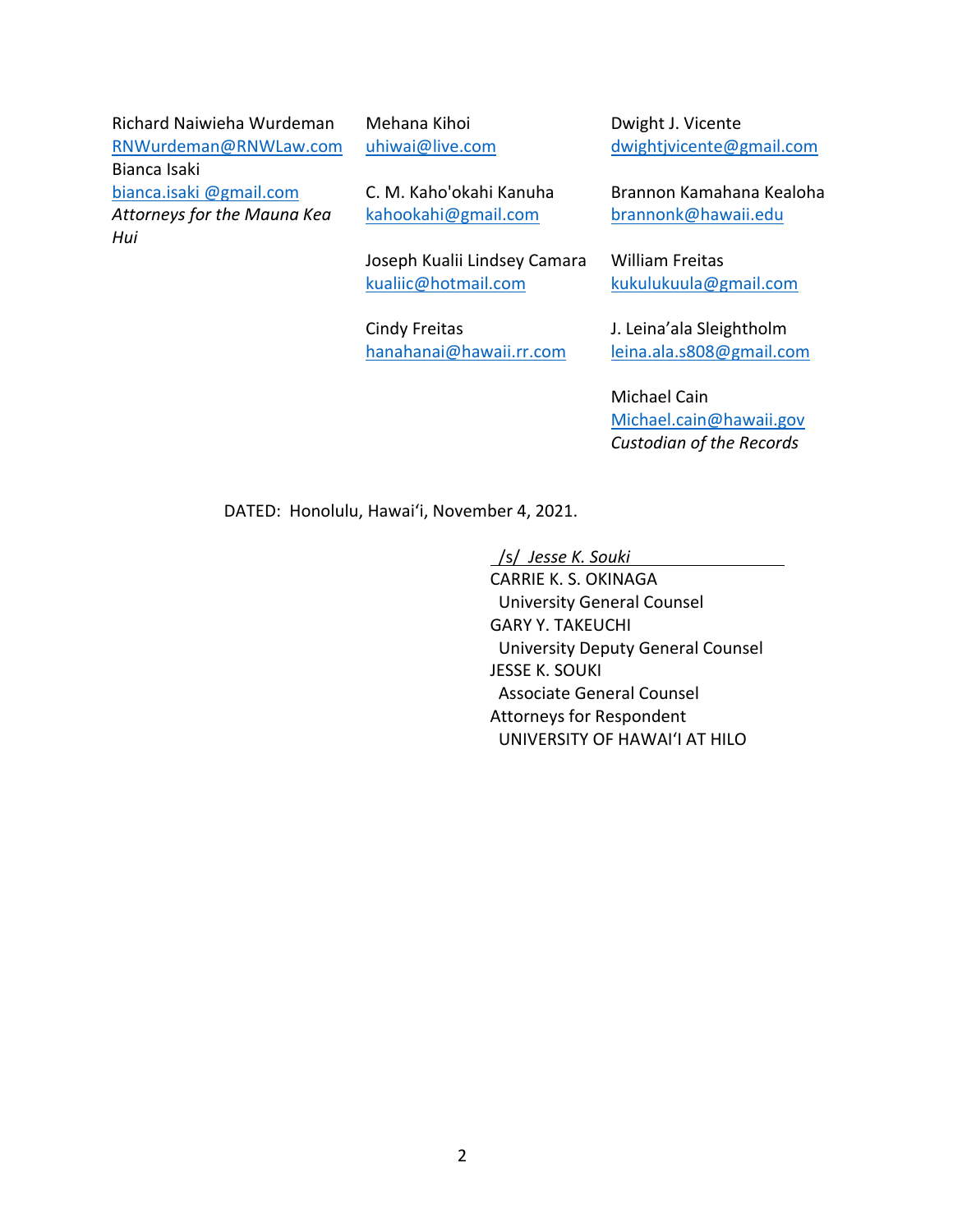Richard Naiwieha Wurdeman
RNWurdeman@RNWLaw.com
Bianca Isaki
bianca.isaki @gmail.com
*Attorneys for the Mauna Kea Hui*

Mehana Kihoi
uhiwai@live.com

C. M. Kaho'okahi Kanuha
kahookahi@gmail.com

Joseph Kualii Lindsey Camara
kualiic@hotmail.com

Cindy Freitas
hanahanai@hawaii.rr.com

Dwight J. Vicente
dwightjvicente@gmail.com

Brannon Kamahana Kealoha
brannonk@hawaii.edu

William Freitas
kukulukuula@gmail.com

J. Leina'ala Sleightholm
leina.ala.s808@gmail.com

Michael Cain
Michael.cain@hawaii.gov
*Custodian of the Records*

DATED: Honolulu, Hawai'i, November 4, 2021.

/s/ *Jesse K. Souki*
CARRIE K. S. OKINAGA
University General Counsel
GARY Y. TAKEUCHI
University Deputy General Counsel
JESSE K. SOUKI
Associate General Counsel
Attorneys for Respondent
UNIVERSITY OF HAWAI'I AT HILO